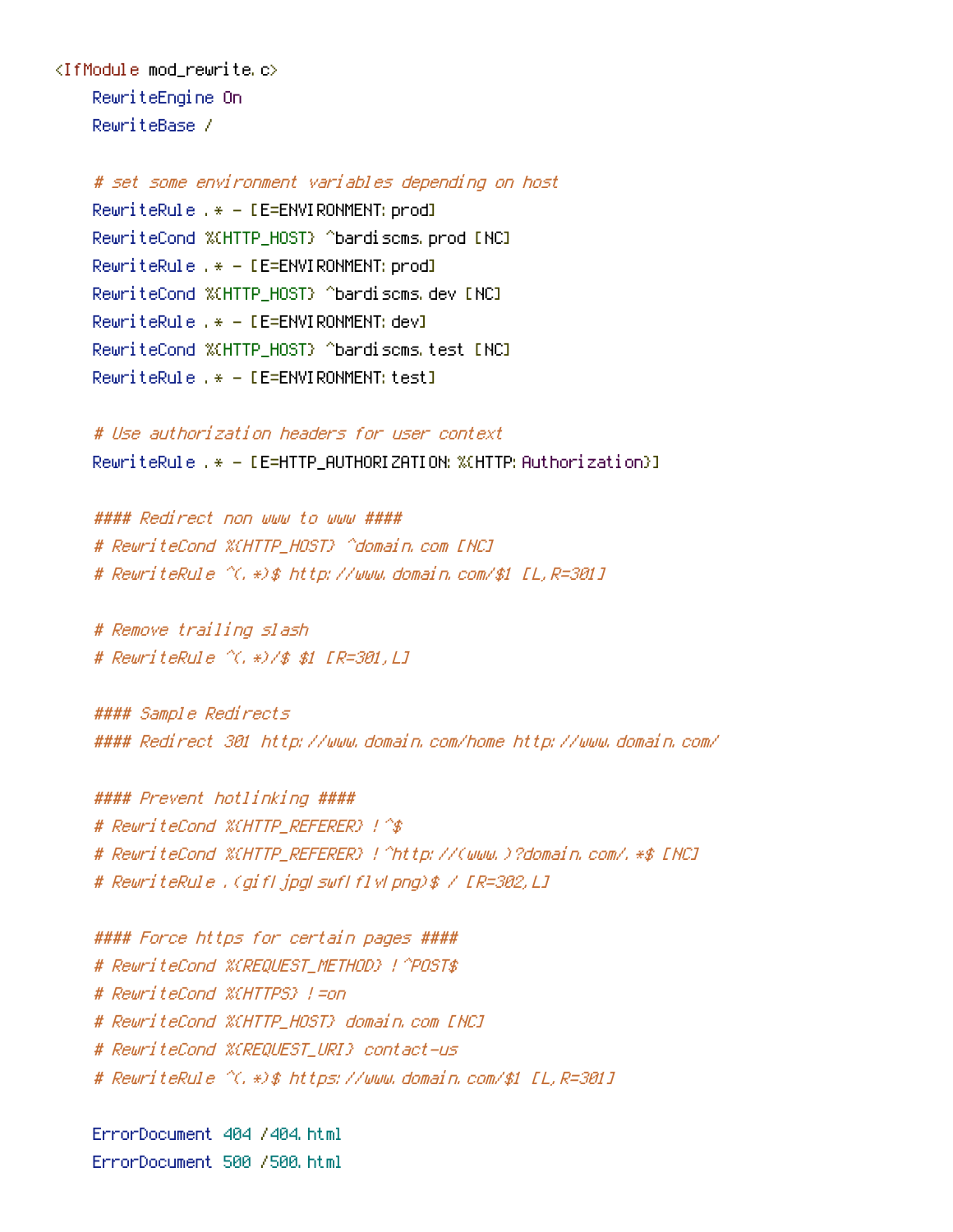```apache
<IfModule mod_rewrite.c>
    RewriteEngine On
    RewriteBase /

    # set some environment variables depending on host
    RewriteRule .* - [E=ENVIRONMENT:prod]
    RewriteCond %{HTTP_HOST} ^bardiscms.prod [NC]
    RewriteRule .* - [E=ENVIRONMENT:prod]
    RewriteCond %{HTTP_HOST} ^bardiscms.dev [NC]
    RewriteRule .* - [E=ENVIRONMENT:dev]
    RewriteCond %{HTTP_HOST} ^bardiscms.test [NC]
    RewriteRule .* - [E=ENVIRONMENT:test]

    # Use authorization headers for user context
    RewriteRule .* - [E=HTTP_AUTHORIZATION:%{HTTP:Authorization}]

    #### Redirect non www to www ####
    # RewriteCond %{HTTP_HOST} ^domain.com [NC]
    # RewriteRule ^(.*)$ http://www.domain.com/$1 [L,R=301]

    # Remove trailing slash
    # RewriteRule ^(.*)/$ $1 [R=301,L]

    #### Sample Redirects
    #### Redirect 301 http://www.domain.com/home http://www.domain.com/

    #### Prevent hotlinking ####
    # RewriteCond %{HTTP_REFERER} !^$
    # RewriteCond %{HTTP_REFERER} !^http://(www.)?domain.com/.*$ [NC]
    # RewriteRule .(gif|jpg|swf|flv|png)$ / [R=302,L]

    #### Force https for certain pages ####
    # RewriteCond %{REQUEST_METHOD} !^POST$
    # RewriteCond %{HTTPS} !=on
    # RewriteCond %{HTTP_HOST} domain.com [NC]
    # RewriteCond %{REQUEST_URI} contact-us
    # RewriteRule ^(.*)$ https://www.domain.com/$1 [L,R=301]

    ErrorDocument 404 /404.html
    ErrorDocument 500 /500.html
```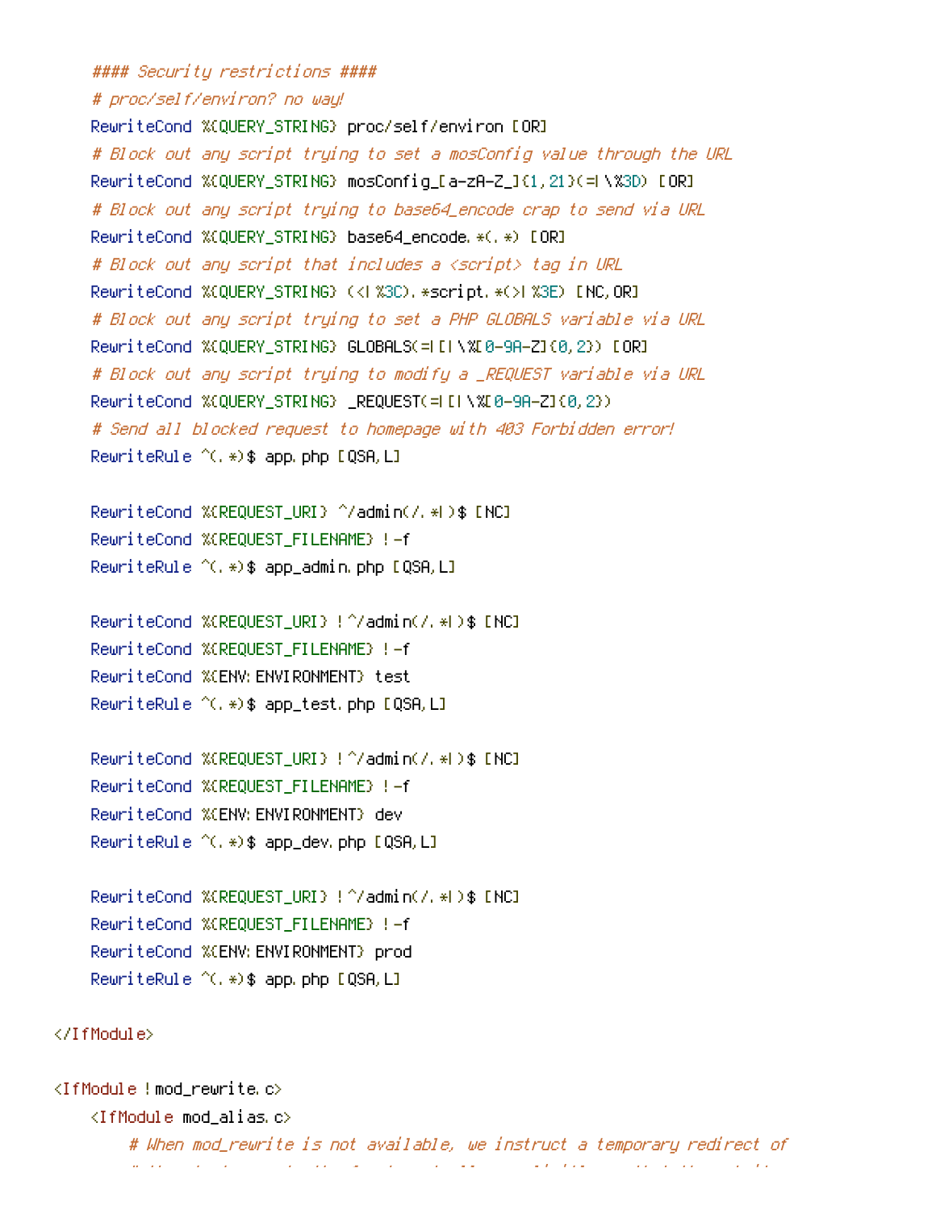```
    #### Security restrictions ####
    # proc/self/environ? no way!
    RewriteCond %{QUERY_STRING} proc/self/environ [OR]
    # Block out any script trying to set a mosConfig value through the URL
    RewriteCond %{QUERY_STRING} mosConfig_[a-zA-Z_]{1,21}(=|\%3D) [OR]
    # Block out any script trying to base64_encode crap to send via URL
    RewriteCond %{QUERY_STRING} base64_encode.*(.*) [OR]
    # Block out any script that includes a <script> tag in URL
    RewriteCond %{QUERY_STRING} (<|%3C).*script.*(>|%3E) [NC,OR]
    # Block out any script trying to set a PHP GLOBALS variable via URL
    RewriteCond %{QUERY_STRING} GLOBALS(=|[|\%[0-9A-Z]{0,2}) [OR]
    # Block out any script trying to modify a _REQUEST variable via URL
    RewriteCond %{QUERY_STRING} _REQUEST(=|[|\%[0-9A-Z]{0,2})
    # Send all blocked request to homepage with 403 Forbidden error!
    RewriteRule ^(.*)$ app.php [QSA,L]

    RewriteCond %{REQUEST_URI} ^/admin(/.*|)$ [NC]
    RewriteCond %{REQUEST_FILENAME} !-f
    RewriteRule ^(.*)$ app_admin.php [QSA,L]

    RewriteCond %{REQUEST_URI} !^/admin(/.*|)$ [NC]
    RewriteCond %{REQUEST_FILENAME} !-f
    RewriteCond %{ENV:ENVIRONMENT} test
    RewriteRule ^(.*)$ app_test.php [QSA,L]

    RewriteCond %{REQUEST_URI} !^/admin(/.*|)$ [NC]
    RewriteCond %{REQUEST_FILENAME} !-f
    RewriteCond %{ENV:ENVIRONMENT} dev
    RewriteRule ^(.*)$ app_dev.php [QSA,L]

    RewriteCond %{REQUEST_URI} !^/admin(/.*|)$ [NC]
    RewriteCond %{REQUEST_FILENAME} !-f
    RewriteCond %{ENV:ENVIRONMENT} prod
    RewriteRule ^(.*)$ app.php [QSA,L]

</IfModule>

<IfModule !mod_rewrite.c>
    <IfModule mod_alias.c>
        # When mod_rewrite is not available, we instruct a temporary redirect of
```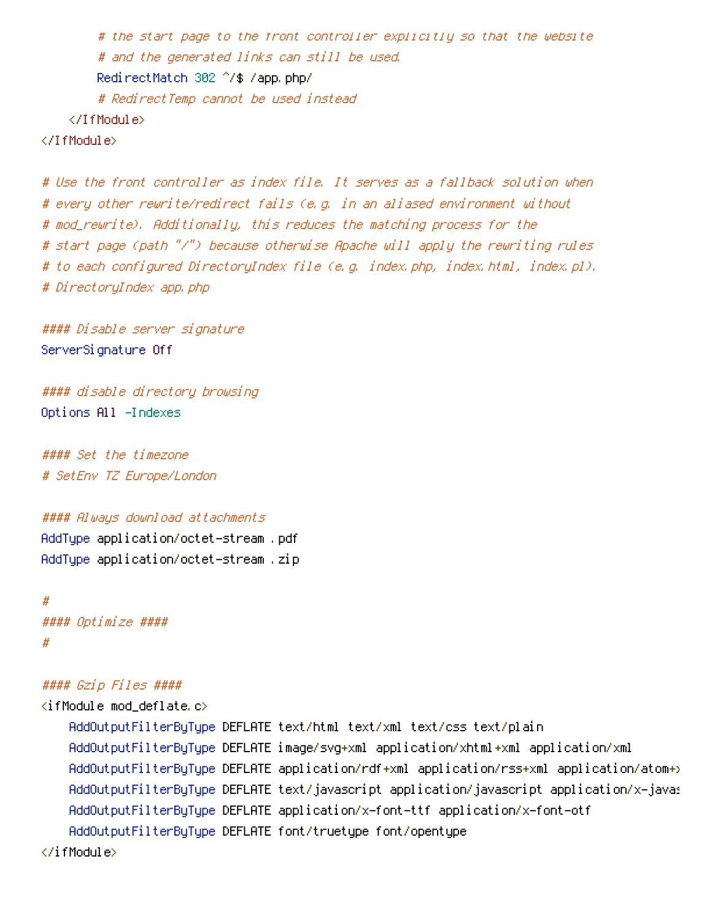```
        # the start page to the front controller explicitly so that the website
        # and the generated links can still be used.
        RedirectMatch 302 ^/$ /app.php/
        # RedirectTemp cannot be used instead
    </IfModule>
</IfModule>

# Use the front controller as index file. It serves as a fallback solution when
# every other rewrite/redirect fails (e.g. in an aliased environment without
# mod_rewrite). Additionally, this reduces the matching process for the
# start page (path "/") because otherwise Apache will apply the rewriting rules
# to each configured DirectoryIndex file (e.g. index.php, index.html, index.pl).
# DirectoryIndex app.php

#### Disable server signature
ServerSignature Off

#### disable directory browsing
Options All -Indexes

#### Set the timezone
# SetEnv TZ Europe/London

#### Always download attachments
AddType application/octet-stream .pdf
AddType application/octet-stream .zip

#
#### Optimize ####
#

#### Gzip Files ####
<ifModule mod_deflate.c>
    AddOutputFilterByType DEFLATE text/html text/xml text/css text/plain
    AddOutputFilterByType DEFLATE image/svg+xml application/xhtml+xml application/xml
    AddOutputFilterByType DEFLATE application/rdf+xml application/rss+xml application/atom+x
    AddOutputFilterByType DEFLATE text/javascript application/javascript application/x-javas
    AddOutputFilterByType DEFLATE application/x-font-ttf application/x-font-otf
    AddOutputFilterByType DEFLATE font/truetype font/opentype
</ifModule>
```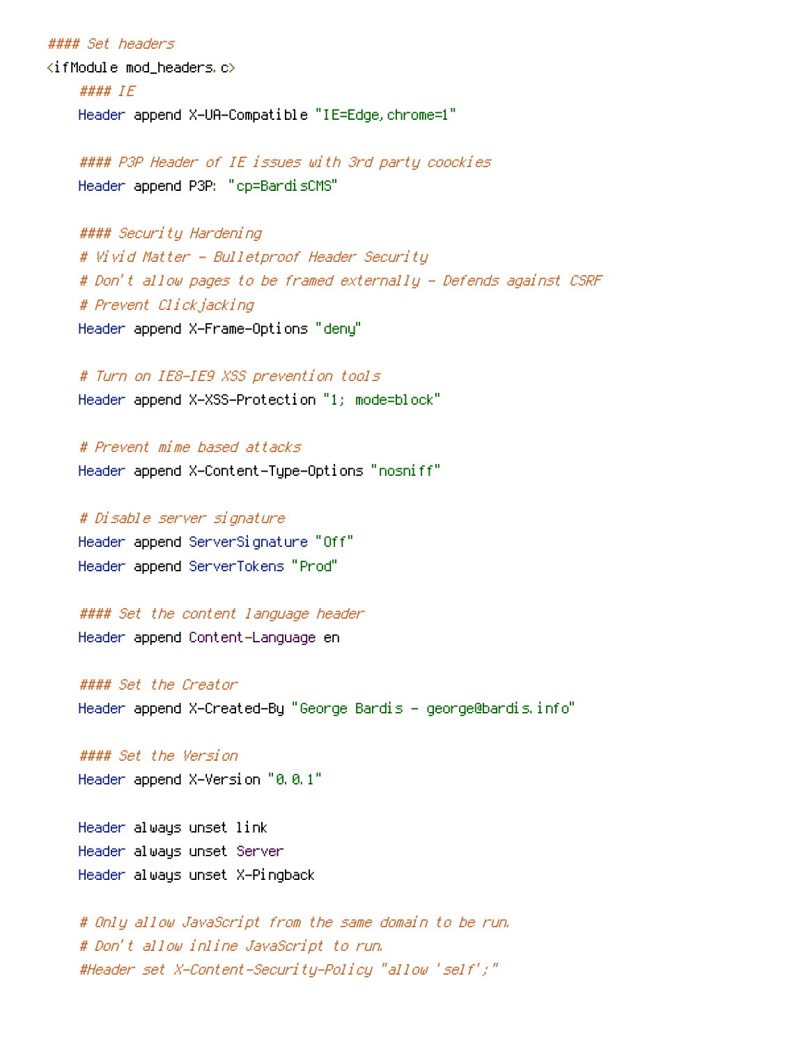```
#### Set headers
<ifModule mod_headers.c>
    #### IE
    Header append X-UA-Compatible "IE=Edge,chrome=1"

    #### P3P Header of IE issues with 3rd party coockies
    Header append P3P: "cp=BardisCMS"

    #### Security Hardening
    # Vivid Matter - Bulletproof Header Security
    # Don't allow pages to be framed externally - Defends against CSRF
    # Prevent Clickjacking
    Header append X-Frame-Options "deny"

    # Turn on IE8-IE9 XSS prevention tools
    Header append X-XSS-Protection "1; mode=block"

    # Prevent mime based attacks
    Header append X-Content-Type-Options "nosniff"

    # Disable server signature
    Header append ServerSignature "Off"
    Header append ServerTokens "Prod"

    #### Set the content language header
    Header append Content-Language en

    #### Set the Creator
    Header append X-Created-By "George Bardis - george@bardis.info"

    #### Set the Version
    Header append X-Version "0.0.1"

    Header always unset link
    Header always unset Server
    Header always unset X-Pingback

    # Only allow JavaScript from the same domain to be run.
    # Don't allow inline JavaScript to run.
    #Header set X-Content-Security-Policy "allow 'self';"
```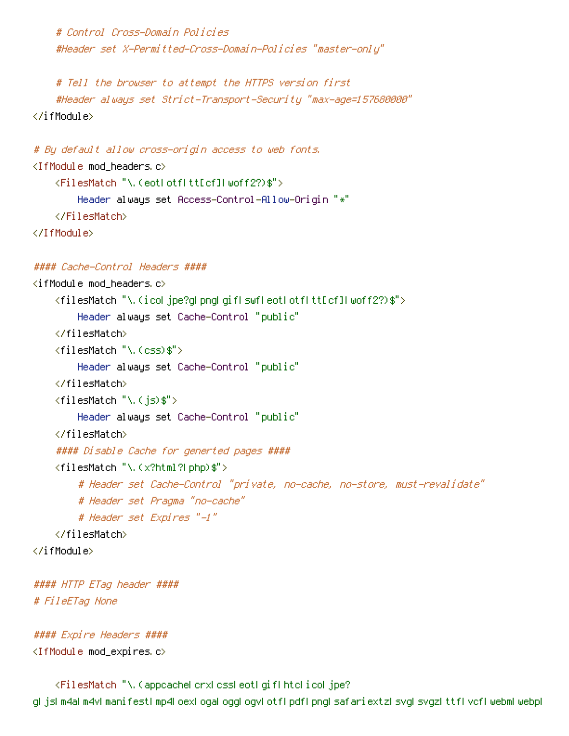```
    # Control Cross-Domain Policies
    #Header set X-Permitted-Cross-Domain-Policies "master-only"

    # Tell the browser to attempt the HTTPS version first
    #Header always set Strict-Transport-Security "max-age=157680000"
</ifModule>

# By default allow cross-origin access to web fonts.
<IfModule mod_headers.c>
    <FilesMatch "\.(eot|otf|tt[cf]|woff2?)$">
        Header always set Access-Control-Allow-Origin "*"
    </FilesMatch>
</IfModule>

#### Cache-Control Headers ####
<ifModule mod_headers.c>
    <filesMatch "\.(ico|jpe?g|png|gif|swf|eot|otf|tt[cf]|woff2?)$">
        Header always set Cache-Control "public"
    </filesMatch>
    <filesMatch "\.(css)$">
        Header always set Cache-Control "public"
    </filesMatch>
    <filesMatch "\.(js)$">
        Header always set Cache-Control "public"
    </filesMatch>
    #### Disable Cache for generted pages ####
    <filesMatch "\.(x?html?|php)$">
        # Header set Cache-Control "private, no-cache, no-store, must-revalidate"
        # Header set Pragma "no-cache"
        # Header set Expires "-1"
    </filesMatch>
</ifModule>

#### HTTP ETag header ####
# FileETag None

#### Expire Headers ####
<IfModule mod_expires.c>

    <FilesMatch "\.(appcache|crx|css|eot|gif|htc|ico|jpe?
g|js|m4a|m4v|manifest|mp4|oex|oga|ogg|ogv|otf|pdf|png|safariextz|svg|svgz|ttf|vcf|webm|webp|
```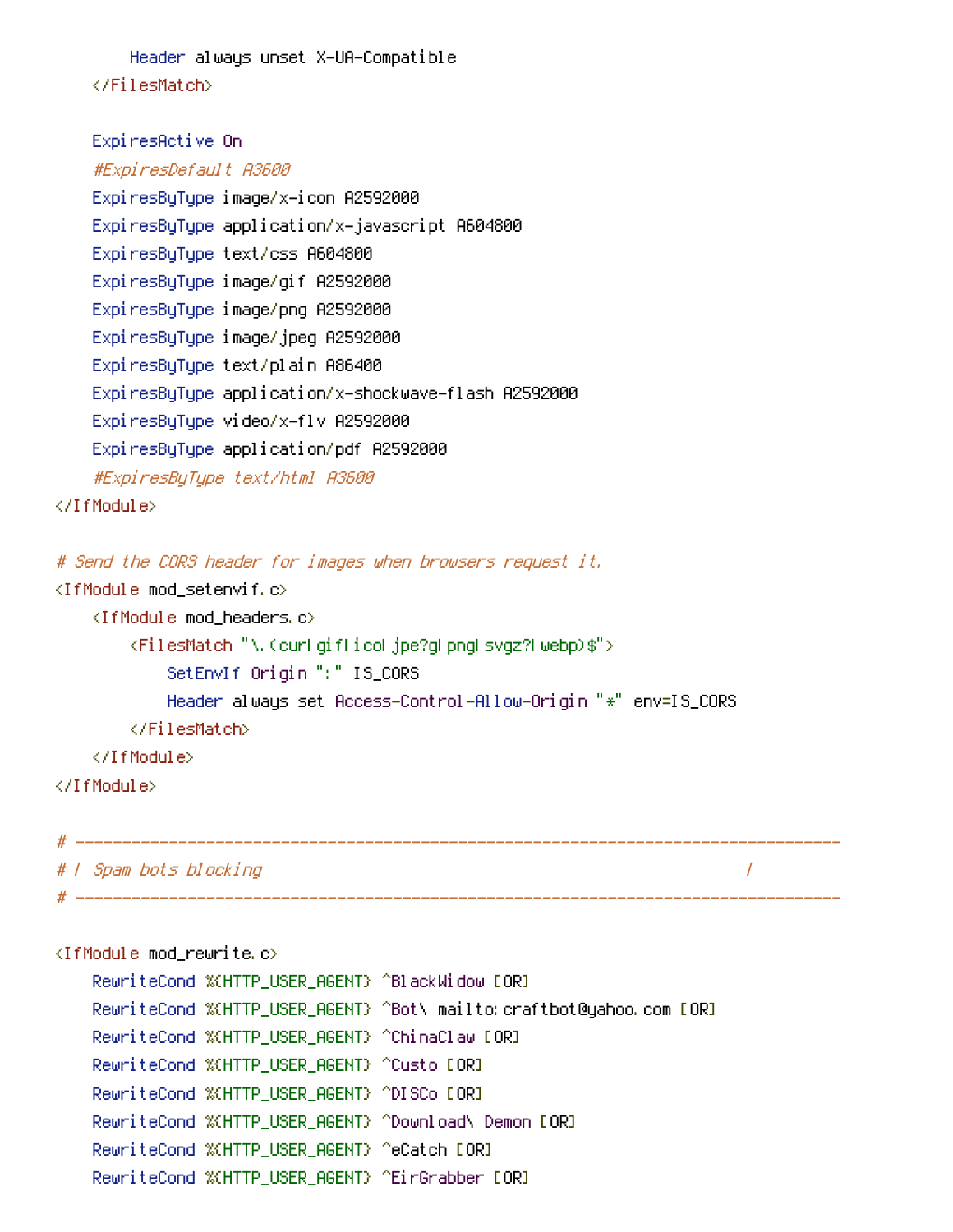```
        Header always unset X-UA-Compatible
    </FilesMatch>

    ExpiresActive On
    #ExpiresDefault A3600
    ExpiresByType image/x-icon A2592000
    ExpiresByType application/x-javascript A604800
    ExpiresByType text/css A604800
    ExpiresByType image/gif A2592000
    ExpiresByType image/png A2592000
    ExpiresByType image/jpeg A2592000
    ExpiresByType text/plain A86400
    ExpiresByType application/x-shockwave-flash A2592000
    ExpiresByType video/x-flv A2592000
    ExpiresByType application/pdf A2592000
    #ExpiresByType text/html A3600
</IfModule>

# Send the CORS header for images when browsers request it.
<IfModule mod_setenvif.c>
    <IfModule mod_headers.c>
        <FilesMatch "\.(cur|gif|ico|jpe?g|png|svgz?|webp)$">
            SetEnvIf Origin ":" IS_CORS
            Header always set Access-Control-Allow-Origin "*" env=IS_CORS
        </FilesMatch>
    </IfModule>
</IfModule>

# ------------------------------------------------------------------------------
# | Spam bots blocking                                                         |
# ------------------------------------------------------------------------------

<IfModule mod_rewrite.c>
    RewriteCond %{HTTP_USER_AGENT} ^BlackWidow [OR]
    RewriteCond %{HTTP_USER_AGENT} ^Bot\ mailto:craftbot@yahoo.com [OR]
    RewriteCond %{HTTP_USER_AGENT} ^ChinaClaw [OR]
    RewriteCond %{HTTP_USER_AGENT} ^Custo [OR]
    RewriteCond %{HTTP_USER_AGENT} ^DISCo [OR]
    RewriteCond %{HTTP_USER_AGENT} ^Download\ Demon [OR]
    RewriteCond %{HTTP_USER_AGENT} ^eCatch [OR]
    RewriteCond %{HTTP_USER_AGENT} ^EirGrabber [OR]
```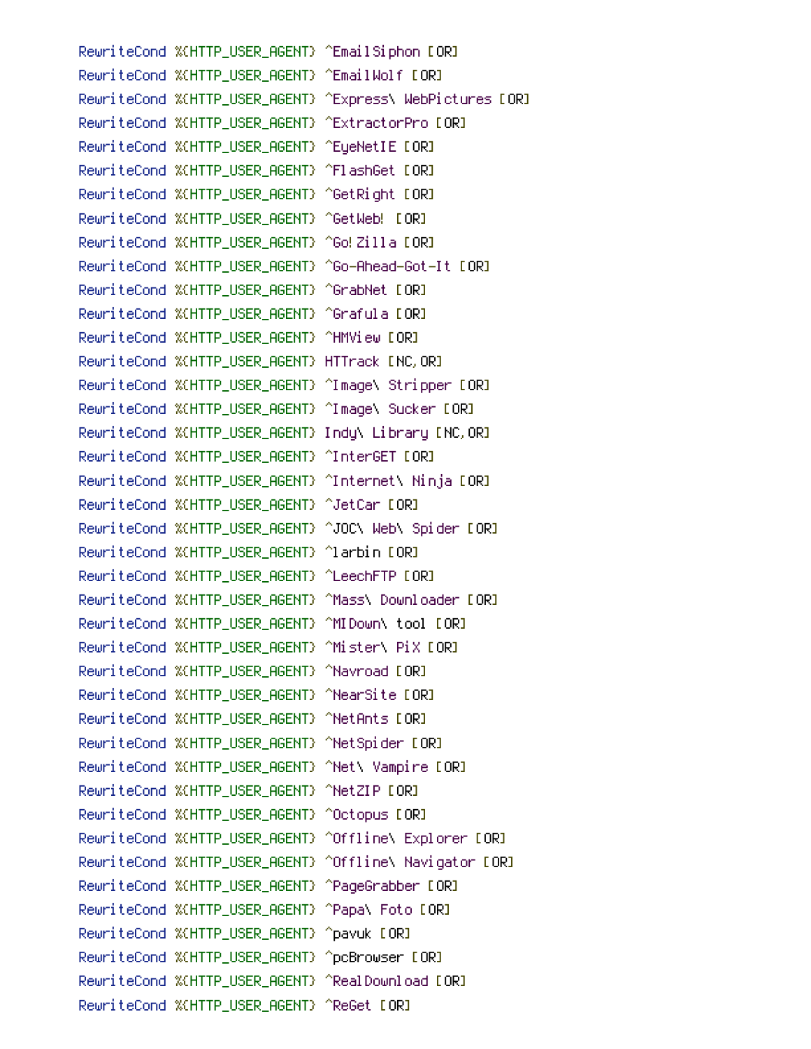```
RewriteCond %{HTTP_USER_AGENT} ^EmailSiphon [OR]
RewriteCond %{HTTP_USER_AGENT} ^EmailWolf [OR]
RewriteCond %{HTTP_USER_AGENT} ^Express\ WebPictures [OR]
RewriteCond %{HTTP_USER_AGENT} ^ExtractorPro [OR]
RewriteCond %{HTTP_USER_AGENT} ^EyeNetIE [OR]
RewriteCond %{HTTP_USER_AGENT} ^FlashGet [OR]
RewriteCond %{HTTP_USER_AGENT} ^GetRight [OR]
RewriteCond %{HTTP_USER_AGENT} ^GetWeb! [OR]
RewriteCond %{HTTP_USER_AGENT} ^Go!Zilla [OR]
RewriteCond %{HTTP_USER_AGENT} ^Go-Ahead-Got-It [OR]
RewriteCond %{HTTP_USER_AGENT} ^GrabNet [OR]
RewriteCond %{HTTP_USER_AGENT} ^Grafula [OR]
RewriteCond %{HTTP_USER_AGENT} ^HMView [OR]
RewriteCond %{HTTP_USER_AGENT} HTTrack [NC,OR]
RewriteCond %{HTTP_USER_AGENT} ^Image\ Stripper [OR]
RewriteCond %{HTTP_USER_AGENT} ^Image\ Sucker [OR]
RewriteCond %{HTTP_USER_AGENT} Indy\ Library [NC,OR]
RewriteCond %{HTTP_USER_AGENT} ^InterGET [OR]
RewriteCond %{HTTP_USER_AGENT} ^Internet\ Ninja [OR]
RewriteCond %{HTTP_USER_AGENT} ^JetCar [OR]
RewriteCond %{HTTP_USER_AGENT} ^JOC\ Web\ Spider [OR]
RewriteCond %{HTTP_USER_AGENT} ^larbin [OR]
RewriteCond %{HTTP_USER_AGENT} ^LeechFTP [OR]
RewriteCond %{HTTP_USER_AGENT} ^Mass\ Downloader [OR]
RewriteCond %{HTTP_USER_AGENT} ^MIDown\ tool [OR]
RewriteCond %{HTTP_USER_AGENT} ^Mister\ PiX [OR]
RewriteCond %{HTTP_USER_AGENT} ^Navroad [OR]
RewriteCond %{HTTP_USER_AGENT} ^NearSite [OR]
RewriteCond %{HTTP_USER_AGENT} ^NetAnts [OR]
RewriteCond %{HTTP_USER_AGENT} ^NetSpider [OR]
RewriteCond %{HTTP_USER_AGENT} ^Net\ Vampire [OR]
RewriteCond %{HTTP_USER_AGENT} ^NetZIP [OR]
RewriteCond %{HTTP_USER_AGENT} ^Octopus [OR]
RewriteCond %{HTTP_USER_AGENT} ^Offline\ Explorer [OR]
RewriteCond %{HTTP_USER_AGENT} ^Offline\ Navigator [OR]
RewriteCond %{HTTP_USER_AGENT} ^PageGrabber [OR]
RewriteCond %{HTTP_USER_AGENT} ^Papa\ Foto [OR]
RewriteCond %{HTTP_USER_AGENT} ^pavuk [OR]
RewriteCond %{HTTP_USER_AGENT} ^pcBrowser [OR]
RewriteCond %{HTTP_USER_AGENT} ^RealDownload [OR]
RewriteCond %{HTTP_USER_AGENT} ^ReGet [OR]
```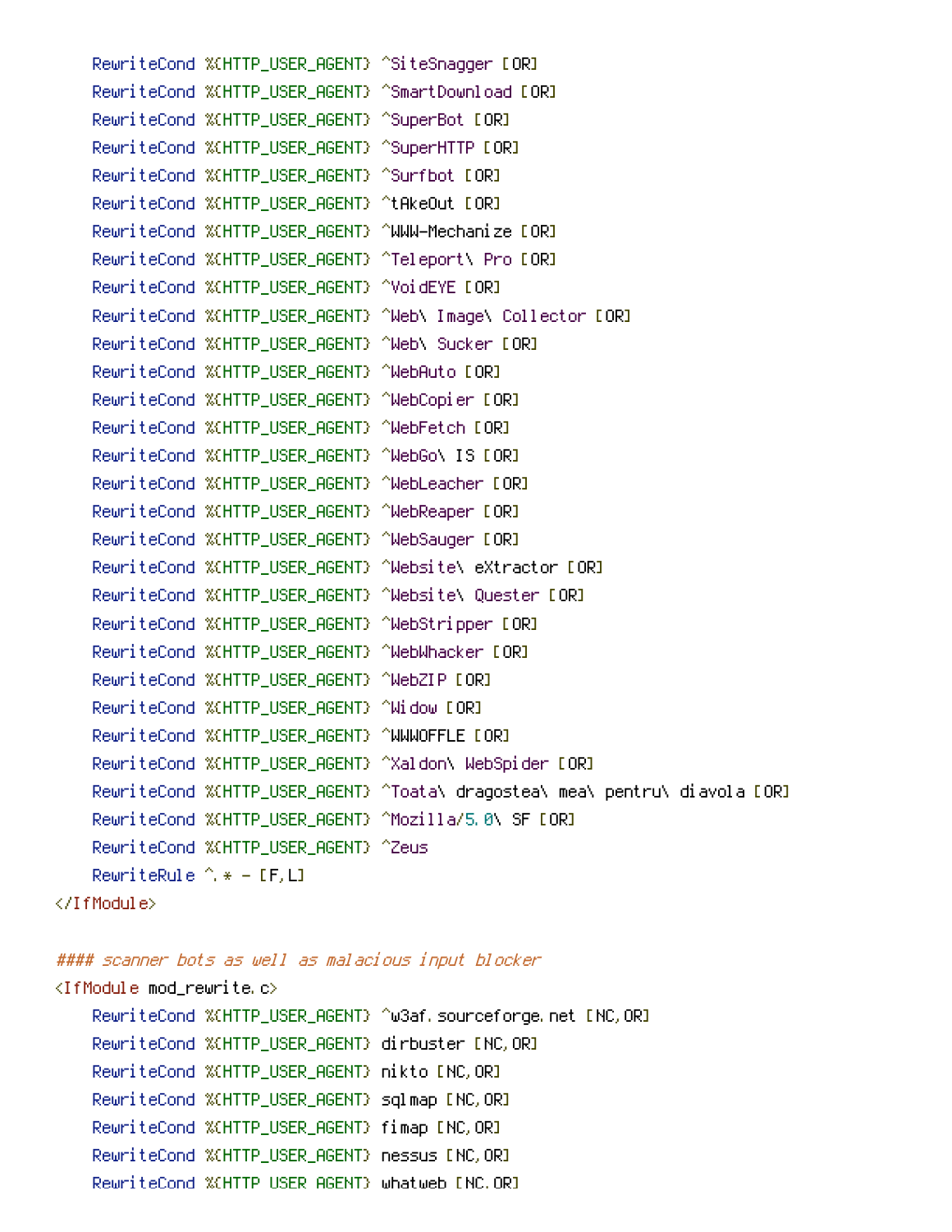```
    RewriteCond %{HTTP_USER_AGENT} ^SiteSnagger [OR]
    RewriteCond %{HTTP_USER_AGENT} ^SmartDownload [OR]
    RewriteCond %{HTTP_USER_AGENT} ^SuperBot [OR]
    RewriteCond %{HTTP_USER_AGENT} ^SuperHTTP [OR]
    RewriteCond %{HTTP_USER_AGENT} ^Surfbot [OR]
    RewriteCond %{HTTP_USER_AGENT} ^tAkeOut [OR]
    RewriteCond %{HTTP_USER_AGENT} ^WWW-Mechanize [OR]
    RewriteCond %{HTTP_USER_AGENT} ^Teleport\ Pro [OR]
    RewriteCond %{HTTP_USER_AGENT} ^VoidEYE [OR]
    RewriteCond %{HTTP_USER_AGENT} ^Web\ Image\ Collector [OR]
    RewriteCond %{HTTP_USER_AGENT} ^Web\ Sucker [OR]
    RewriteCond %{HTTP_USER_AGENT} ^WebAuto [OR]
    RewriteCond %{HTTP_USER_AGENT} ^WebCopier [OR]
    RewriteCond %{HTTP_USER_AGENT} ^WebFetch [OR]
    RewriteCond %{HTTP_USER_AGENT} ^WebGo\ IS [OR]
    RewriteCond %{HTTP_USER_AGENT} ^WebLeacher [OR]
    RewriteCond %{HTTP_USER_AGENT} ^WebReaper [OR]
    RewriteCond %{HTTP_USER_AGENT} ^WebSauger [OR]
    RewriteCond %{HTTP_USER_AGENT} ^Website\ eXtractor [OR]
    RewriteCond %{HTTP_USER_AGENT} ^Website\ Quester [OR]
    RewriteCond %{HTTP_USER_AGENT} ^WebStripper [OR]
    RewriteCond %{HTTP_USER_AGENT} ^WebWhacker [OR]
    RewriteCond %{HTTP_USER_AGENT} ^WebZIP [OR]
    RewriteCond %{HTTP_USER_AGENT} ^Widow [OR]
    RewriteCond %{HTTP_USER_AGENT} ^WWWOFFLE [OR]
    RewriteCond %{HTTP_USER_AGENT} ^Xaldon\ WebSpider [OR]
    RewriteCond %{HTTP_USER_AGENT} ^Toata\ dragostea\ mea\ pentru\ diavola [OR]
    RewriteCond %{HTTP_USER_AGENT} ^Mozilla/5.0\ SF [OR]
    RewriteCond %{HTTP_USER_AGENT} ^Zeus
    RewriteRule ^.* - [F,L]
</IfModule>

#### scanner bots as well as malacious input blocker
<IfModule mod_rewrite.c>
    RewriteCond %{HTTP_USER_AGENT} ^w3af.sourceforge.net [NC,OR]
    RewriteCond %{HTTP_USER_AGENT} dirbuster [NC,OR]
    RewriteCond %{HTTP_USER_AGENT} nikto [NC,OR]
    RewriteCond %{HTTP_USER_AGENT} sqlmap [NC,OR]
    RewriteCond %{HTTP_USER_AGENT} fimap [NC,OR]
    RewriteCond %{HTTP_USER_AGENT} nessus [NC,OR]
    RewriteCond %{HTTP_USER_AGENT} whatweb [NC,OR]
```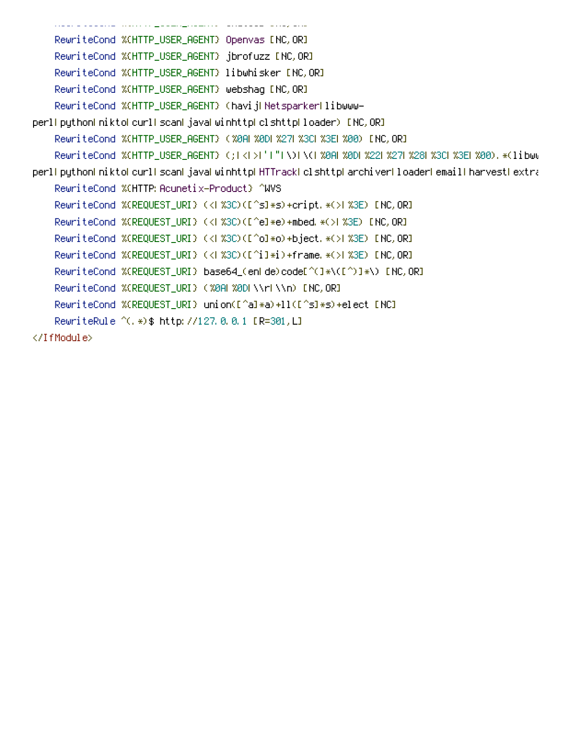```
    RewriteCond %{HTTP_USER_AGENT} Openvas [NC,OR]
    RewriteCond %{HTTP_USER_AGENT} jbrofuzz [NC,OR]
    RewriteCond %{HTTP_USER_AGENT} libwhisker [NC,OR]
    RewriteCond %{HTTP_USER_AGENT} webshag [NC,OR]
    RewriteCond %{HTTP_USER_AGENT} (havij|Netsparker|libwww-
perl|python|nikto|curl|scan|java|winhttp|clshttp|loader) [NC,OR]
    RewriteCond %{HTTP_USER_AGENT} (%0A|%0D|%27|%3C|%3E|%00) [NC,OR]
    RewriteCond %{HTTP_USER_AGENT} (;|<|>|'|"|\)|\(|%0A|%0D|%22|%27|%28|%3C|%3E|%00).*(libww
perl|python|nikto|curl|scan|java|winhttp|HTTrack|clshttp|archiver|loader|email|harvest|extra
    RewriteCond %{HTTP:Acunetix-Product} ^WVS
    RewriteCond %{REQUEST_URI} (<|%3C)([^s]*s)+cript.*(>|%3E) [NC,OR]
    RewriteCond %{REQUEST_URI} (<|%3C)([^e]*e)+mbed.*(>|%3E) [NC,OR]
    RewriteCond %{REQUEST_URI} (<|%3C)([^o]*o)+bject.*(>|%3E) [NC,OR]
    RewriteCond %{REQUEST_URI} (<|%3C)([^i]*i)+frame.*(>|%3E) [NC,OR]
    RewriteCond %{REQUEST_URI} base64_(en|de)code[^(]*\([^)]*\) [NC,OR]
    RewriteCond %{REQUEST_URI} (%0A|%0D|\\r|\\n) [NC,OR]
    RewriteCond %{REQUEST_URI} union([^a]*a)+ll([^s]*s)+elect [NC]
    RewriteRule ^(.*)$ http://127.0.0.1 [R=301,L]
</IfModule>
```